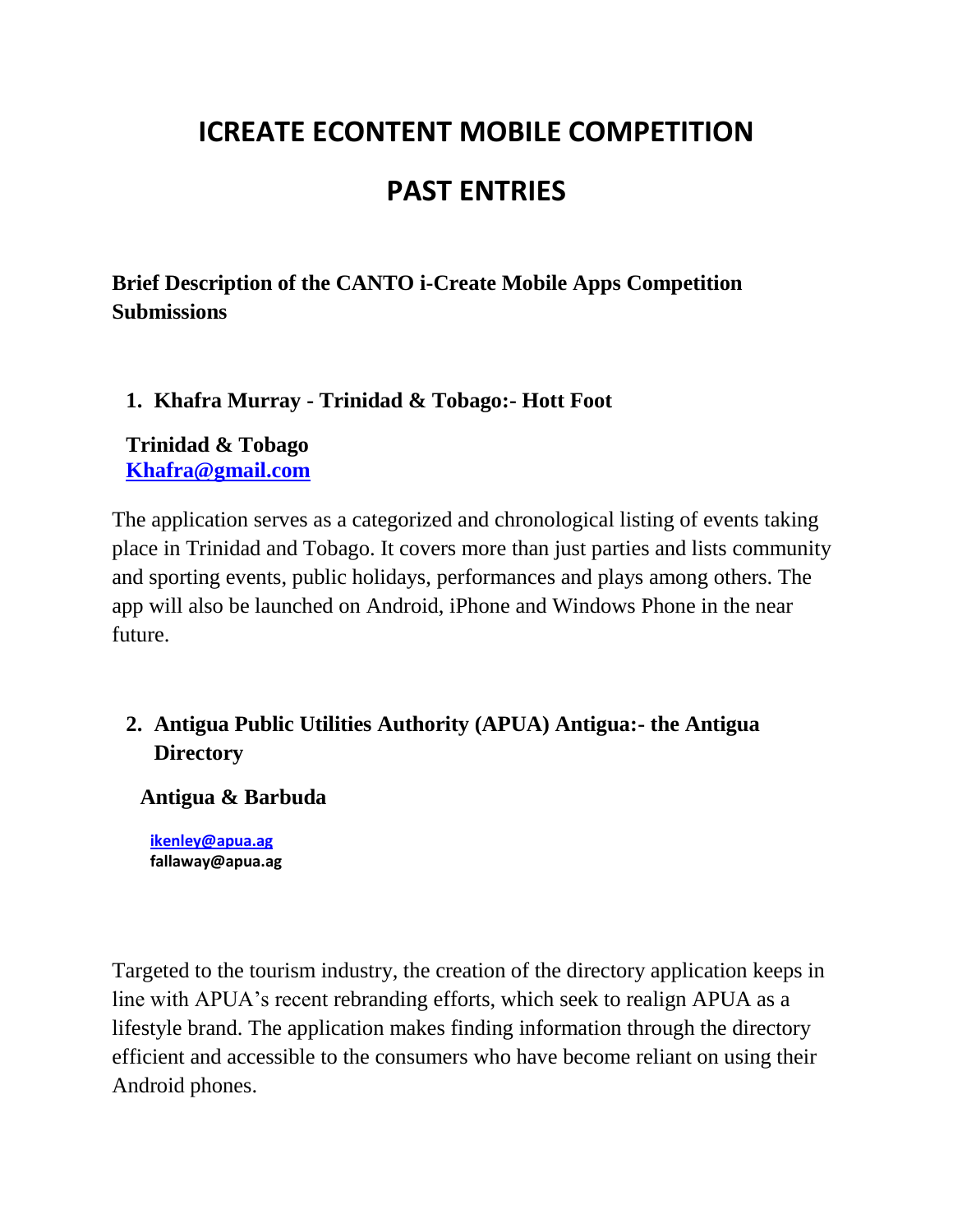# ICREATE ECONTENT MOBILE COMPETITION

# PAST ENTRIES

**Brief Description of the CANTO i-Create Mobile Apps Competition Submissions**

1. **Khafra Murray - Trinidad & Tobago:- Hott Foot**

   **Trinidad & Tobago**
   **Khafra@gmail.com**

The application serves as a categorized and chronological listing of events taking place in Trinidad and Tobago. It covers more than just parties and lists community and sporting events, public holidays, performances and plays among others. The app will also be launched on Android, iPhone and Windows Phone in the near future.

2. **Antigua Public Utilities Authority (APUA) Antigua:- the Antigua Directory**

   **Antigua & Barbuda**

   **ikenley@apua.ag**
   **fallaway@apua.ag**

Targeted to the tourism industry, the creation of the directory application keeps in line with APUA's recent rebranding efforts, which seek to realign APUA as a lifestyle brand. The application makes finding information through the directory efficient and accessible to the consumers who have become reliant on using their Android phones.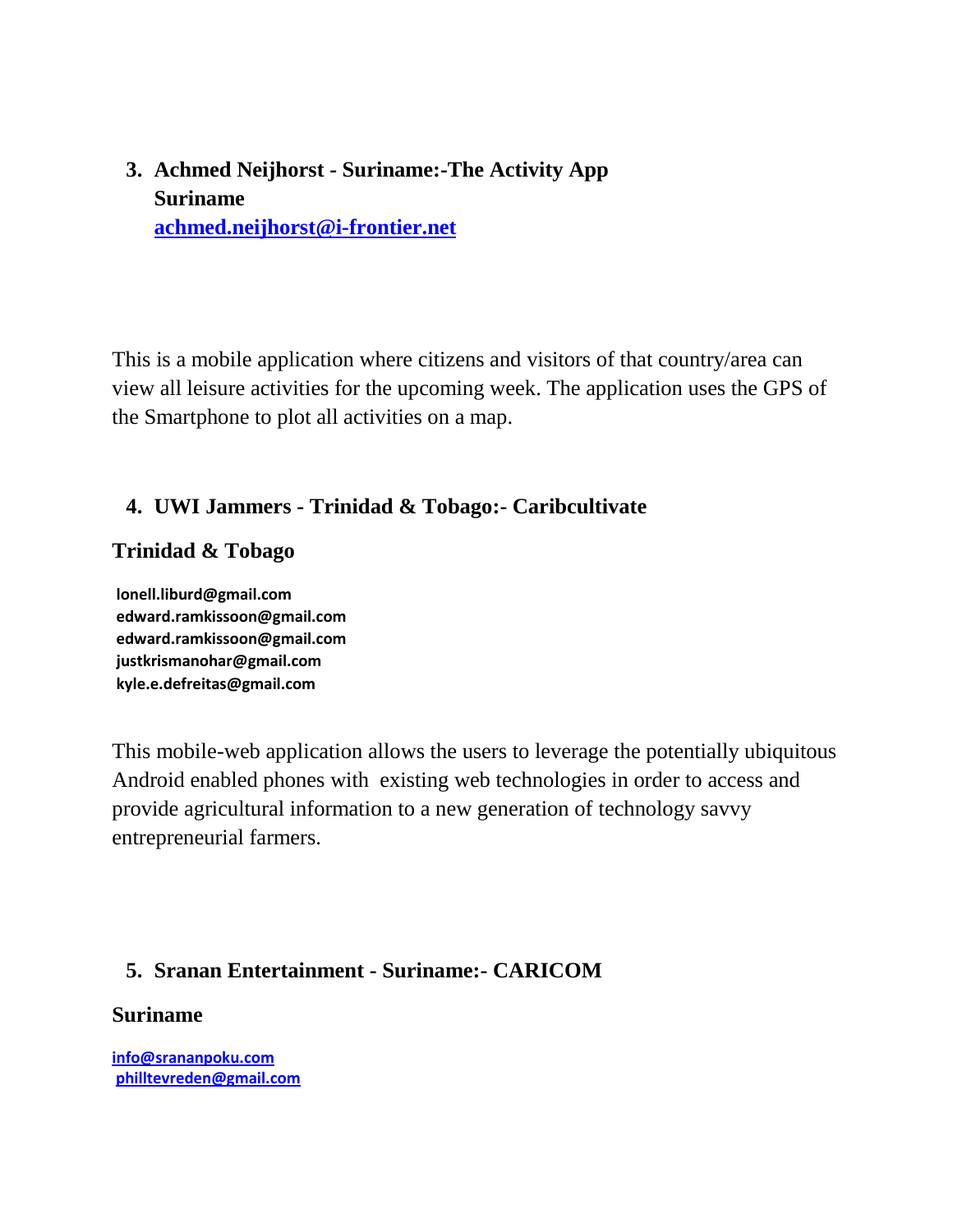3. **Achmed Neijhorst - Suriname:-The Activity App**
   **Suriname**
   **[achmed.neijhorst@i-frontier.net](mailto:achmed.neijhorst@i-frontier.net)**

This is a mobile application where citizens and visitors of that country/area can view all leisure activities for the upcoming week. The application uses the GPS of the Smartphone to plot all activities on a map.

4. **UWI Jammers - Trinidad & Tobago:- Caribcultivate**

**Trinidad & Tobago**

**lonell.liburd@gmail.com**
**edward.ramkissoon@gmail.com**
**edward.ramkissoon@gmail.com**
**justkrismanohar@gmail.com**
**kyle.e.defreitas@gmail.com**

This mobile-web application allows the users to leverage the potentially ubiquitous Android enabled phones with existing web technologies in order to access and provide agricultural information to a new generation of technology savvy entrepreneurial farmers.

5. **Sranan Entertainment - Suriname:- CARICOM**

**Suriname**

**[info@srananpoku.com](mailto:info@srananpoku.com)**
**[philltevreden@gmail.com](mailto:philltevreden@gmail.com)**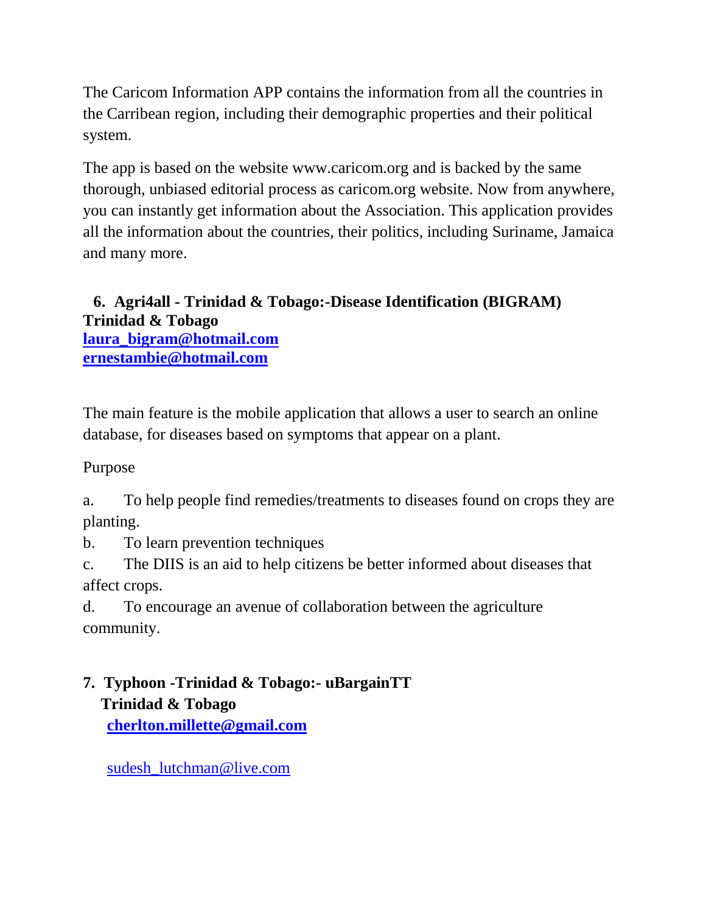The Caricom Information APP contains the information from all the countries in the Carribean region, including their demographic properties and their political system.

The app is based on the website www.caricom.org and is backed by the same thorough, unbiased editorial process as caricom.org website. Now from anywhere, you can instantly get information about the Association. This application provides all the information about the countries, their politics, including Suriname, Jamaica and many more.

**6. Agri4all - Trinidad & Tobago:-Disease Identification (BIGRAM)**
**Trinidad & Tobago**
**laura_bigram@hotmail.com**
**ernestambie@hotmail.com**

The main feature is the mobile application that allows a user to search an online database, for diseases based on symptoms that appear on a plant.

Purpose

a. To help people find remedies/treatments to diseases found on crops they are planting.

b. To learn prevention techniques

c. The DIIS is an aid to help citizens be better informed about diseases that affect crops.

d. To encourage an avenue of collaboration between the agriculture community.

**7. Typhoon -Trinidad & Tobago:- uBargainTT**
**Trinidad & Tobago**
**cherlton.millette@gmail.com**

sudesh_lutchman@live.com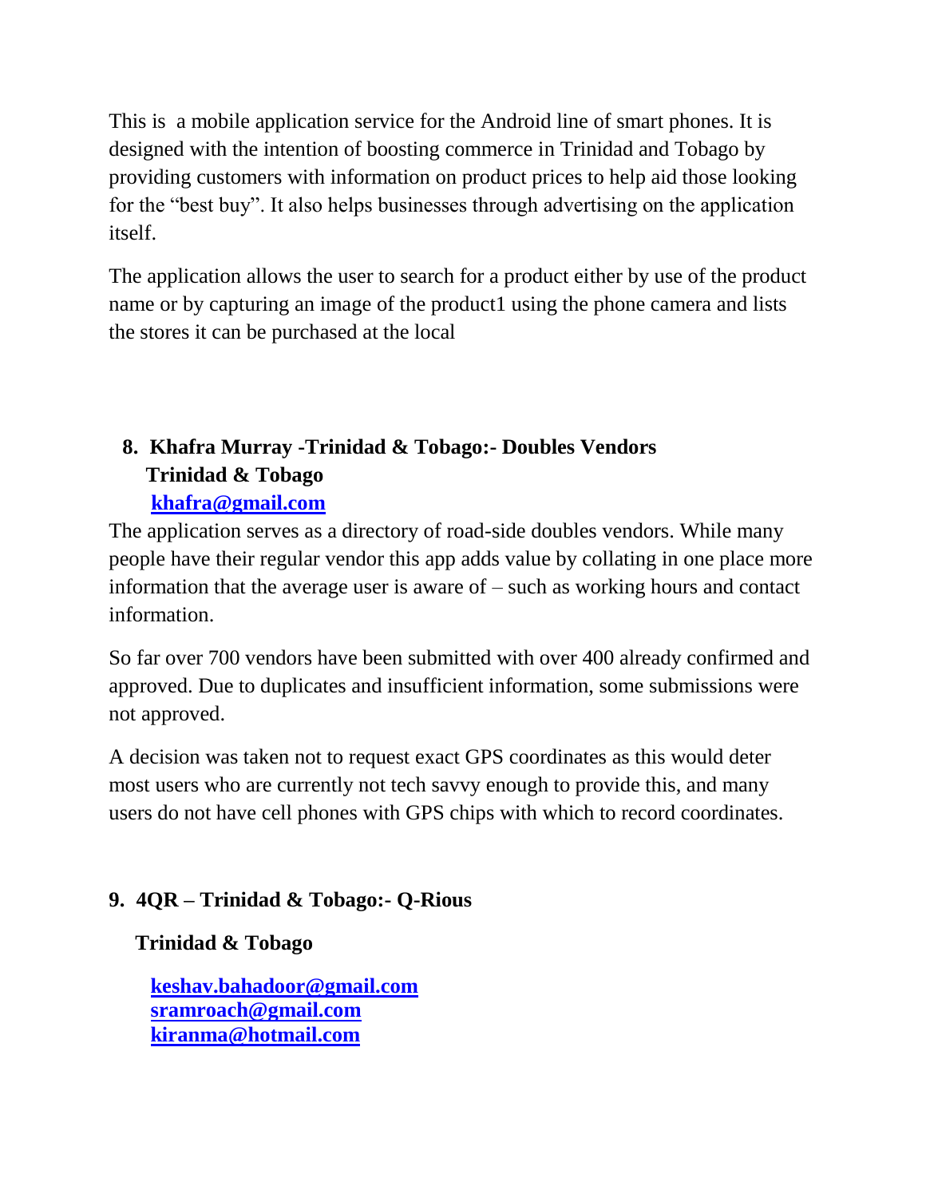This is  a mobile application service for the Android line of smart phones. It is designed with the intention of boosting commerce in Trinidad and Tobago by providing customers with information on product prices to help aid those looking for the "best buy". It also helps businesses through advertising on the application itself.

The application allows the user to search for a product either by use of the product name or by capturing an image of the product1 using the phone camera and lists the stores it can be purchased at the local

**8. Khafra Murray -Trinidad & Tobago:- Doubles Vendors Trinidad & Tobago**

**khafra@gmail.com**

The application serves as a directory of road-side doubles vendors. While many people have their regular vendor this app adds value by collating in one place more information that the average user is aware of – such as working hours and contact information.

So far over 700 vendors have been submitted with over 400 already confirmed and approved. Due to duplicates and insufficient information, some submissions were not approved.

A decision was taken not to request exact GPS coordinates as this would deter most users who are currently not tech savvy enough to provide this, and many users do not have cell phones with GPS chips with which to record coordinates.

**9. 4QR – Trinidad & Tobago:- Q-Rious**

**Trinidad & Tobago**

**keshav.bahadoor@gmail.com**
**sramroach@gmail.com**
**kiranma@hotmail.com**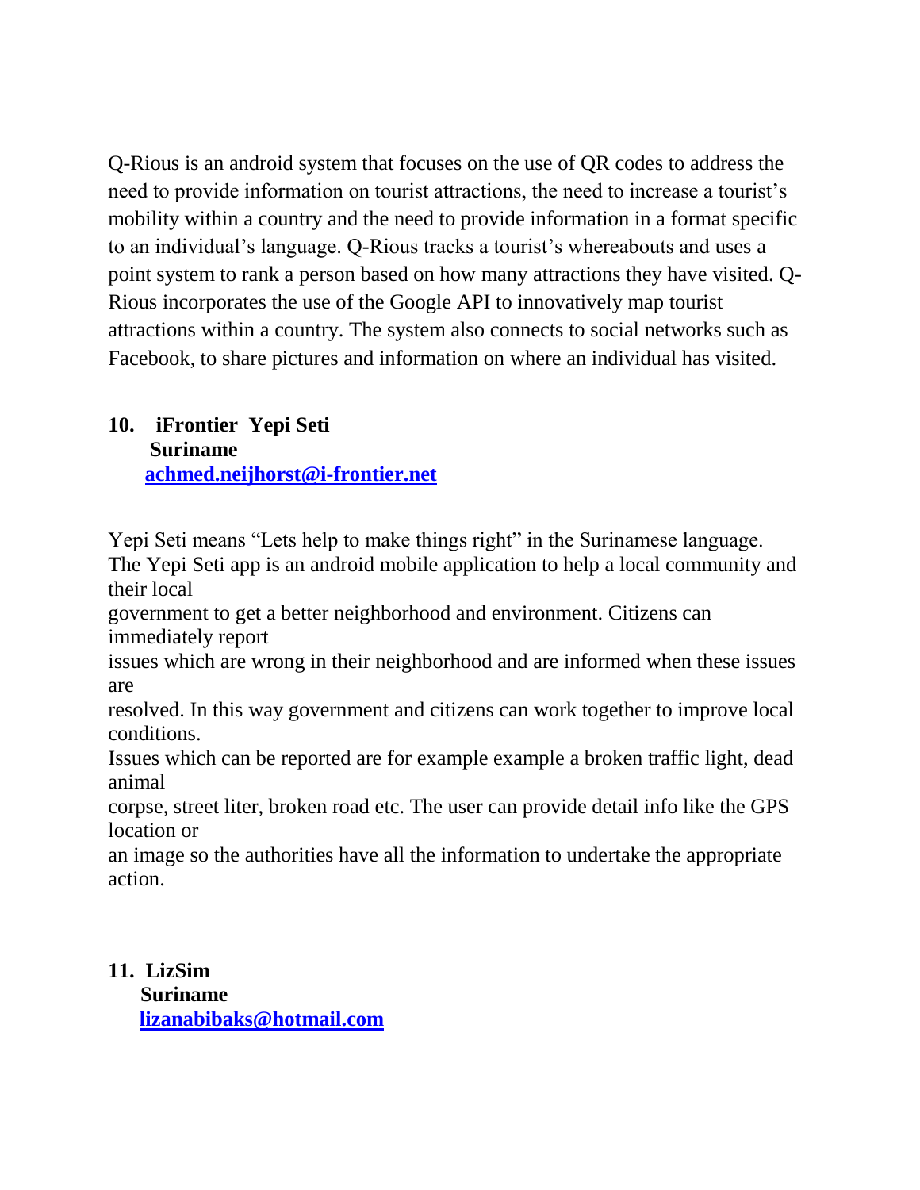Q-Rious is an android system that focuses on the use of QR codes to address the need to provide information on tourist attractions, the need to increase a tourist's mobility within a country and the need to provide information in a format specific to an individual's language. Q-Rious tracks a tourist's whereabouts and uses a point system to rank a person based on how many attractions they have visited. Q-Rious incorporates the use of the Google API to innovatively map tourist attractions within a country. The system also connects to social networks such as Facebook, to share pictures and information on where an individual has visited.

**10. iFrontier Yepi Seti**
**Suriname**
**[achmed.neijhorst@i-frontier.net](mailto:achmed.neijhorst@i-frontier.net)**

Yepi Seti means "Lets help to make things right" in the Surinamese language.
The Yepi Seti app is an android mobile application to help a local community and their local
government to get a better neighborhood and environment. Citizens can immediately report
issues which are wrong in their neighborhood and are informed when these issues are
resolved. In this way government and citizens can work together to improve local conditions.
Issues which can be reported are for example example a broken traffic light, dead animal
corpse, street liter, broken road etc. The user can provide detail info like the GPS location or
an image so the authorities have all the information to undertake the appropriate action.

**11. LizSim**
**Suriname**
**[lizanabibaks@hotmail.com](mailto:lizanabibaks@hotmail.com)**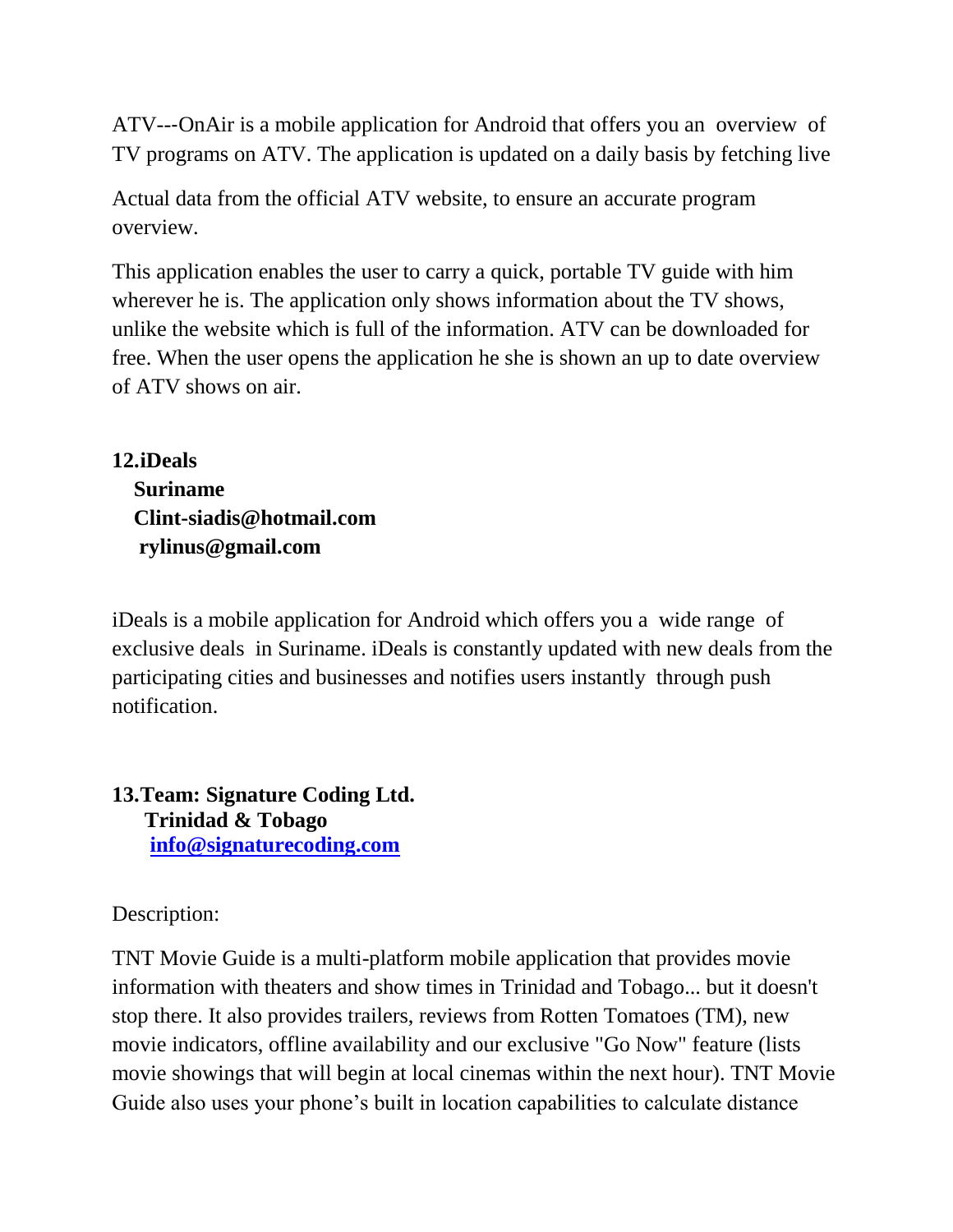ATV---OnAir is a mobile application for Android that offers you an overview of TV programs on ATV. The application is updated on a daily basis by fetching live

Actual data from the official ATV website, to ensure an accurate program overview.

This application enables the user to carry a quick, portable TV guide with him wherever he is. The application only shows information about the TV shows, unlike the website which is full of the information. ATV can be downloaded for free. When the user opens the application he she is shown an up to date overview of ATV shows on air.

**12.iDeals**
**Suriname**
**Clint-siadis@hotmail.com**
**rylinus@gmail.com**

iDeals is a mobile application for Android which offers you a wide range of exclusive deals in Suriname. iDeals is constantly updated with new deals from the participating cities and businesses and notifies users instantly through push notification.

**13.Team: Signature Coding Ltd.**
**Trinidad & Tobago**
**[info@signaturecoding.com](mailto:info@signaturecoding.com)**

Description:

TNT Movie Guide is a multi-platform mobile application that provides movie information with theaters and show times in Trinidad and Tobago... but it doesn't stop there. It also provides trailers, reviews from Rotten Tomatoes (TM), new movie indicators, offline availability and our exclusive "Go Now" feature (lists movie showings that will begin at local cinemas within the next hour). TNT Movie Guide also uses your phone's built in location capabilities to calculate distance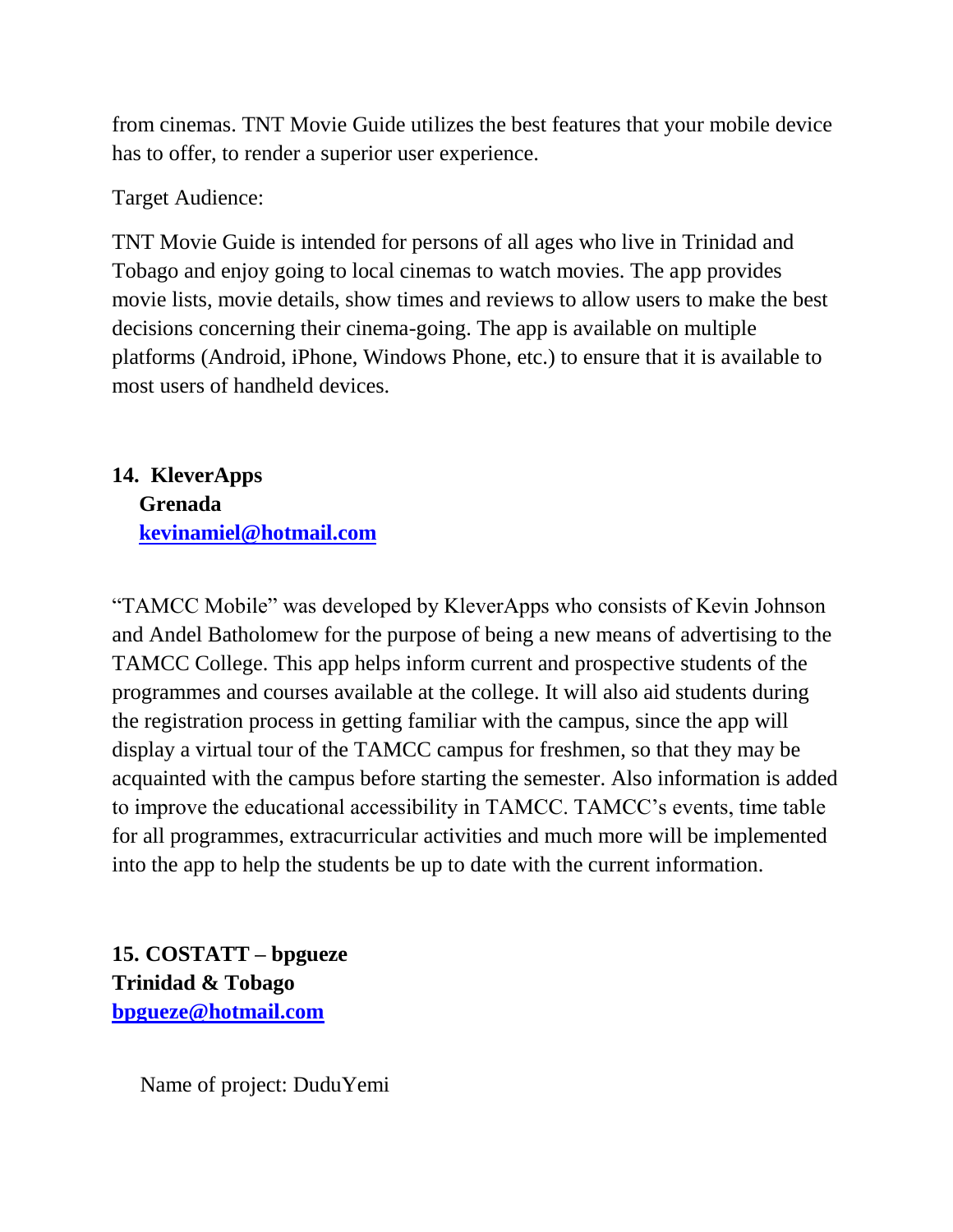from cinemas. TNT Movie Guide utilizes the best features that your mobile device has to offer, to render a superior user experience.

Target Audience:

TNT Movie Guide is intended for persons of all ages who live in Trinidad and Tobago and enjoy going to local cinemas to watch movies. The app provides movie lists, movie details, show times and reviews to allow users to make the best decisions concerning their cinema-going. The app is available on multiple platforms (Android, iPhone, Windows Phone, etc.) to ensure that it is available to most users of handheld devices.

**14. KleverApps**
**Grenada**
**kevinamiel@hotmail.com**

"TAMCC Mobile" was developed by KleverApps who consists of Kevin Johnson and Andel Batholomew for the purpose of being a new means of advertising to the TAMCC College. This app helps inform current and prospective students of the programmes and courses available at the college. It will also aid students during the registration process in getting familiar with the campus, since the app will display a virtual tour of the TAMCC campus for freshmen, so that they may be acquainted with the campus before starting the semester. Also information is added to improve the educational accessibility in TAMCC. TAMCC's events, time table for all programmes, extracurricular activities and much more will be implemented into the app to help the students be up to date with the current information.

**15. COSTATT – bpgueze**
**Trinidad & Tobago**
**bpgueze@hotmail.com**

Name of project: DuduYemi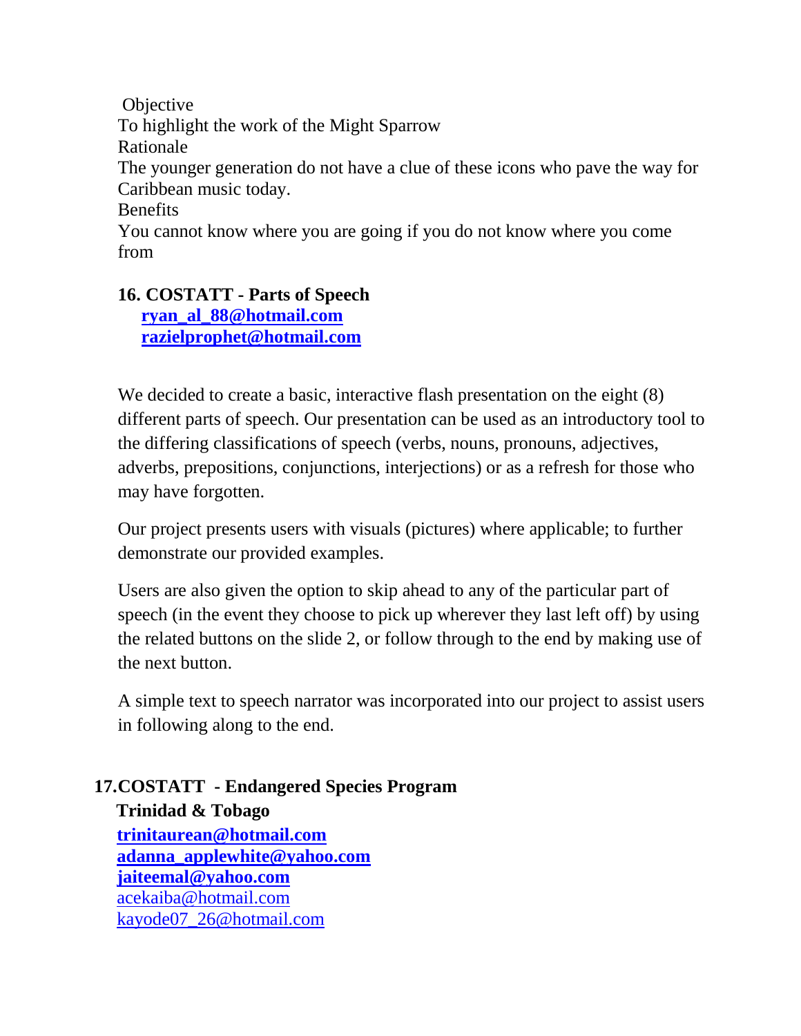Objective

To highlight the work of the Might Sparrow

Rationale

The younger generation do not have a clue of these icons who pave the way for Caribbean music today.

Benefits

You cannot know where you are going if you do not know where you come from

**16. COSTATT - Parts of Speech**

**ryan_al_88@hotmail.com**
**razielprophet@hotmail.com**

We decided to create a basic, interactive flash presentation on the eight (8) different parts of speech. Our presentation can be used as an introductory tool to the differing classifications of speech (verbs, nouns, pronouns, adjectives, adverbs, prepositions, conjunctions, interjections) or as a refresh for those who may have forgotten.

Our project presents users with visuals (pictures) where applicable; to further demonstrate our provided examples.

Users are also given the option to skip ahead to any of the particular part of speech (in the event they choose to pick up wherever they last left off) by using the related buttons on the slide 2, or follow through to the end by making use of the next button.

A simple text to speech narrator was incorporated into our project to assist users in following along to the end.

**17.COSTATT - Endangered Species Program**
**Trinidad & Tobago**

**trinitaurean@hotmail.com**
**adanna_applewhite@yahoo.com**
**jaiteemal@yahoo.com**
acekaiba@hotmail.com
kayode07_26@hotmail.com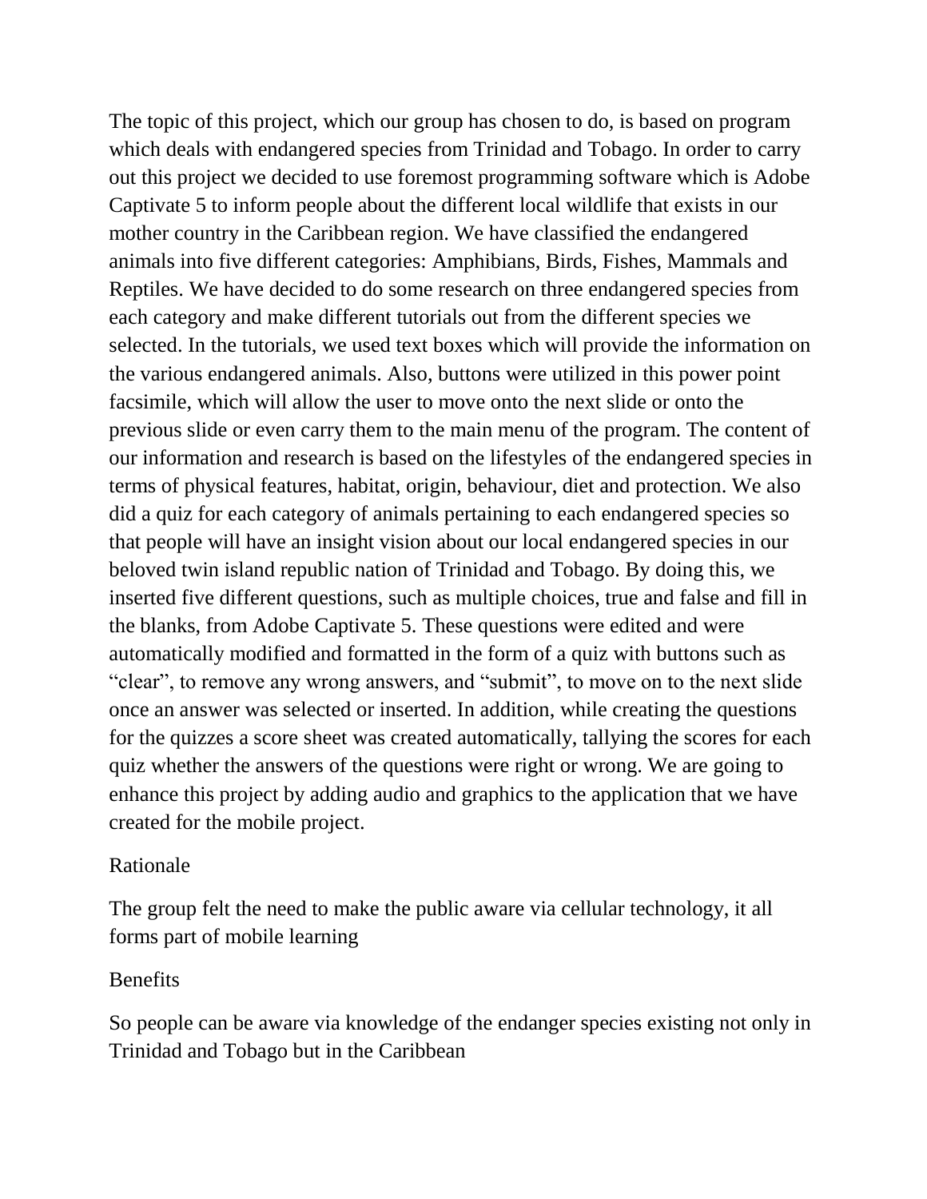The topic of this project, which our group has chosen to do, is based on program which deals with endangered species from Trinidad and Tobago. In order to carry out this project we decided to use foremost programming software which is Adobe Captivate 5 to inform people about the different local wildlife that exists in our mother country in the Caribbean region. We have classified the endangered animals into five different categories: Amphibians, Birds, Fishes, Mammals and Reptiles. We have decided to do some research on three endangered species from each category and make different tutorials out from the different species we selected. In the tutorials, we used text boxes which will provide the information on the various endangered animals. Also, buttons were utilized in this power point facsimile, which will allow the user to move onto the next slide or onto the previous slide or even carry them to the main menu of the program. The content of our information and research is based on the lifestyles of the endangered species in terms of physical features, habitat, origin, behaviour, diet and protection. We also did a quiz for each category of animals pertaining to each endangered species so that people will have an insight vision about our local endangered species in our beloved twin island republic nation of Trinidad and Tobago. By doing this, we inserted five different questions, such as multiple choices, true and false and fill in the blanks, from Adobe Captivate 5. These questions were edited and were automatically modified and formatted in the form of a quiz with buttons such as "clear", to remove any wrong answers, and "submit", to move on to the next slide once an answer was selected or inserted. In addition, while creating the questions for the quizzes a score sheet was created automatically, tallying the scores for each quiz whether the answers of the questions were right or wrong. We are going to enhance this project by adding audio and graphics to the application that we have created for the mobile project.

## Rationale

The group felt the need to make the public aware via cellular technology, it all forms part of mobile learning

## Benefits

So people can be aware via knowledge of the endanger species existing not only in Trinidad and Tobago but in the Caribbean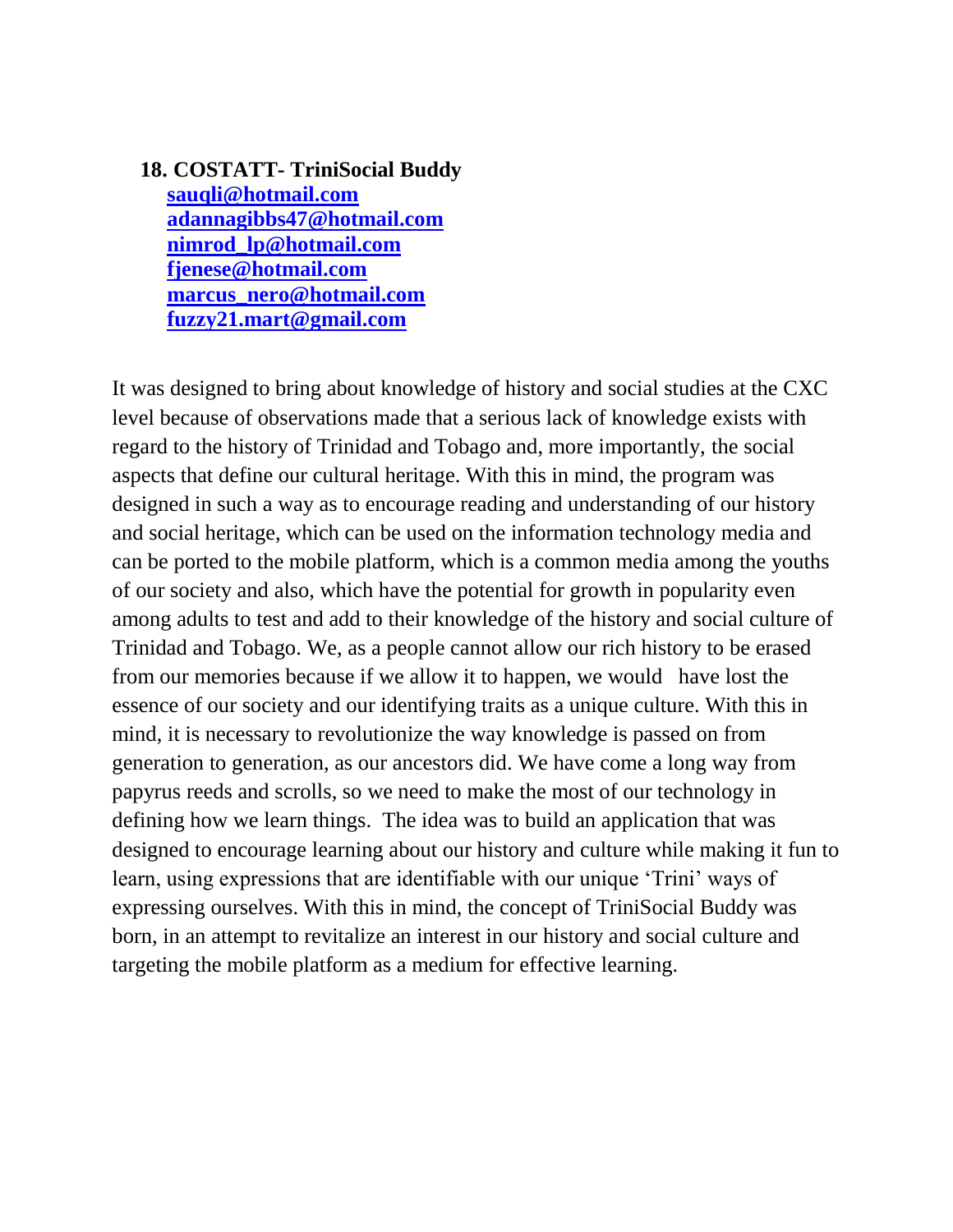**18. COSTATT- TriniSocial Buddy**

**sauqli@hotmail.com**
**adannagibbs47@hotmail.com**
**nimrod_lp@hotmail.com**
**fjenese@hotmail.com**
**marcus_nero@hotmail.com**
**fuzzy21.mart@gmail.com**

It was designed to bring about knowledge of history and social studies at the CXC level because of observations made that a serious lack of knowledge exists with regard to the history of Trinidad and Tobago and, more importantly, the social aspects that define our cultural heritage. With this in mind, the program was designed in such a way as to encourage reading and understanding of our history and social heritage, which can be used on the information technology media and can be ported to the mobile platform, which is a common media among the youths of our society and also, which have the potential for growth in popularity even among adults to test and add to their knowledge of the history and social culture of Trinidad and Tobago. We, as a people cannot allow our rich history to be erased from our memories because if we allow it to happen, we would have lost the essence of our society and our identifying traits as a unique culture. With this in mind, it is necessary to revolutionize the way knowledge is passed on from generation to generation, as our ancestors did. We have come a long way from papyrus reeds and scrolls, so we need to make the most of our technology in defining how we learn things. The idea was to build an application that was designed to encourage learning about our history and culture while making it fun to learn, using expressions that are identifiable with our unique 'Trini' ways of expressing ourselves. With this in mind, the concept of TriniSocial Buddy was born, in an attempt to revitalize an interest in our history and social culture and targeting the mobile platform as a medium for effective learning.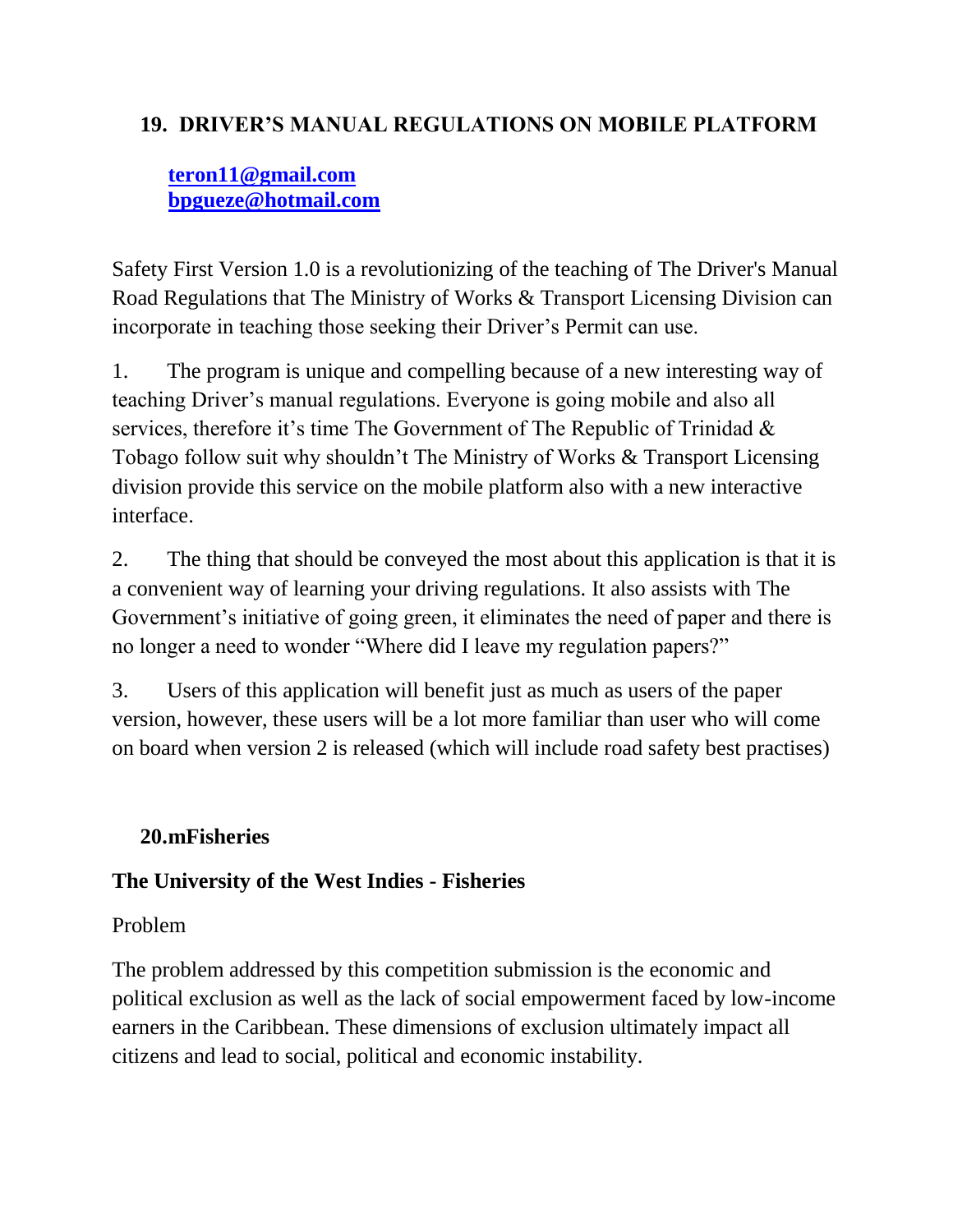## 19. DRIVER'S MANUAL REGULATIONS ON MOBILE PLATFORM

**teron11@gmail.com**
**bpgueze@hotmail.com**

Safety First Version 1.0 is a revolutionizing of the teaching of The Driver's Manual Road Regulations that The Ministry of Works & Transport Licensing Division can incorporate in teaching those seeking their Driver's Permit can use.

1. The program is unique and compelling because of a new interesting way of teaching Driver's manual regulations. Everyone is going mobile and also all services, therefore it's time The Government of The Republic of Trinidad & Tobago follow suit why shouldn't The Ministry of Works & Transport Licensing division provide this service on the mobile platform also with a new interactive interface.

2. The thing that should be conveyed the most about this application is that it is a convenient way of learning your driving regulations. It also assists with The Government's initiative of going green, it eliminates the need of paper and there is no longer a need to wonder "Where did I leave my regulation papers?"

3. Users of this application will benefit just as much as users of the paper version, however, these users will be a lot more familiar than user who will come on board when version 2 is released (which will include road safety best practises)

## 20.mFisheries

**The University of the West Indies - Fisheries**

Problem

The problem addressed by this competition submission is the economic and political exclusion as well as the lack of social empowerment faced by low-income earners in the Caribbean. These dimensions of exclusion ultimately impact all citizens and lead to social, political and economic instability.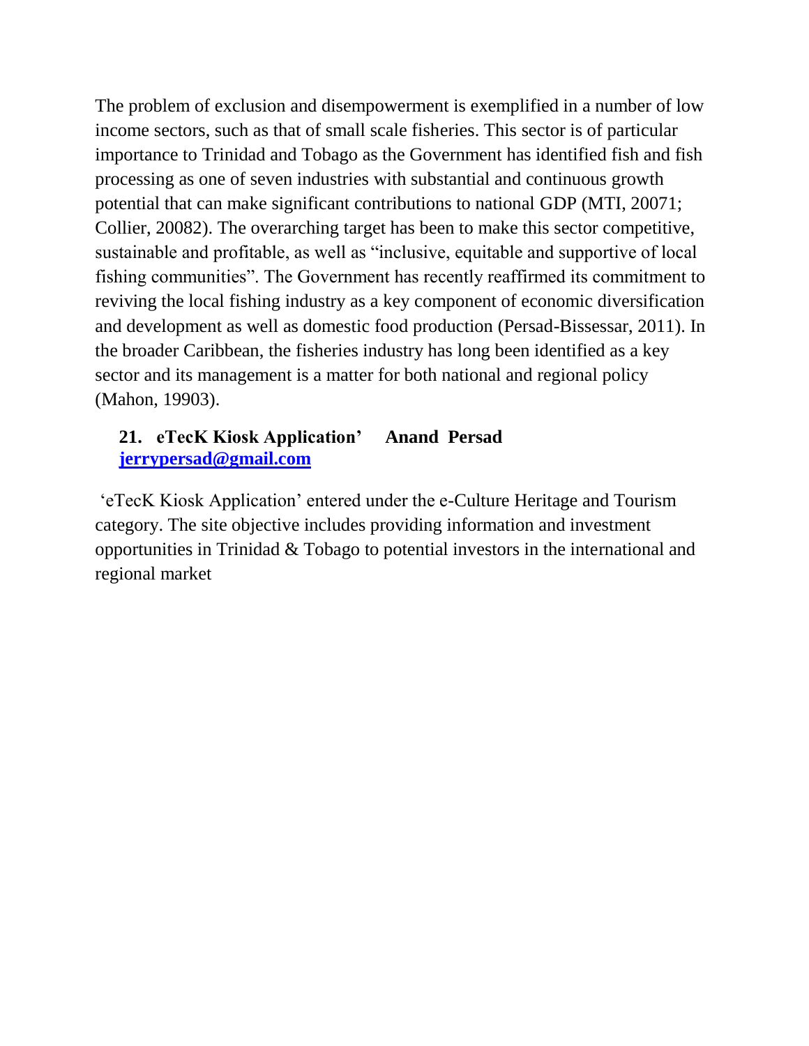The problem of exclusion and disempowerment is exemplified in a number of low income sectors, such as that of small scale fisheries. This sector is of particular importance to Trinidad and Tobago as the Government has identified fish and fish processing as one of seven industries with substantial and continuous growth potential that can make significant contributions to national GDP (MTI, 2007[1]; Collier, 2008[2]). The overarching target has been to make this sector competitive, sustainable and profitable, as well as "inclusive, equitable and supportive of local fishing communities". The Government has recently reaffirmed its commitment to reviving the local fishing industry as a key component of economic diversification and development as well as domestic food production (Persad-Bissessar, 2011). In the broader Caribbean, the fisheries industry has long been identified as a key sector and its management is a matter for both national and regional policy (Mahon, 1990[3]).

### 21. eTecK Kiosk Application' Anand Persad [jerrypersad@gmail.com](mailto:jerrypersad@gmail.com)

'eTecK Kiosk Application' entered under the e-Culture Heritage and Tourism category. The site objective includes providing information and investment opportunities in Trinidad & Tobago to potential investors in the international and regional market